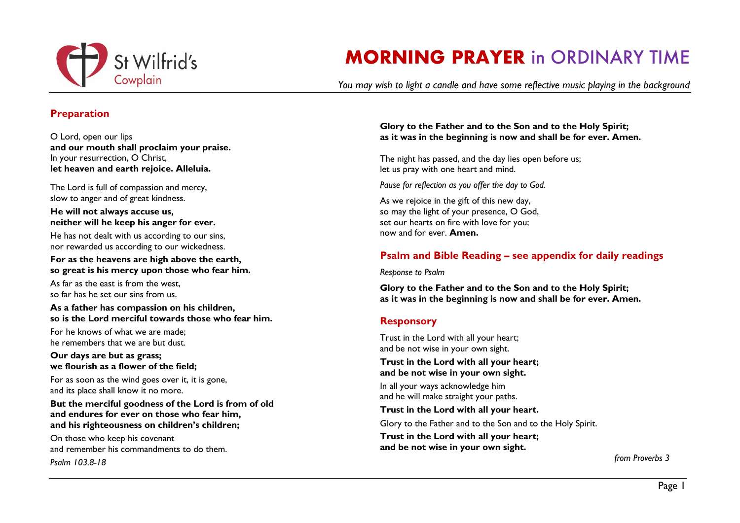St Wilfrid's
Cowplain

# MORNING PRAYER in ORDINARY TIME

*You may wish to light a candle and have some reflective music playing in the background*

## Preparation

O Lord, open our lips
**and our mouth shall proclaim your praise.**
In your resurrection, O Christ,
**let heaven and earth rejoice. Alleluia.**

The Lord is full of compassion and mercy,
slow to anger and of great kindness.

**He will not always accuse us,
neither will he keep his anger for ever.**

He has not dealt with us according to our sins,
nor rewarded us according to our wickedness.

**For as the heavens are high above the earth,
so great is his mercy upon those who fear him.**

As far as the east is from the west,
so far has he set our sins from us.

**As a father has compassion on his children,
so is the Lord merciful towards those who fear him.**

For he knows of what we are made;
he remembers that we are but dust.

**Our days are but as grass;
we flourish as a flower of the field;**

For as soon as the wind goes over it, it is gone,
and its place shall know it no more.

**But the merciful goodness of the Lord is from of old
and endures for ever on those who fear him,
and his righteousness on children's children;**

On those who keep his covenant
and remember his commandments to do them.

*Psalm 103.8-18*

**Glory to the Father and to the Son and to the Holy Spirit;
as it was in the beginning is now and shall be for ever. Amen.**

The night has passed, and the day lies open before us;
let us pray with one heart and mind.

*Pause for reflection as you offer the day to God.*

As we rejoice in the gift of this new day,
so may the light of your presence, O God,
set our hearts on fire with love for you;
now and for ever. **Amen.**

## Psalm and Bible Reading – see appendix for daily readings

*Response to Psalm*

**Glory to the Father and to the Son and to the Holy Spirit;
as it was in the beginning is now and shall be for ever. Amen.**

## Responsory

Trust in the Lord with all your heart;
and be not wise in your own sight.

**Trust in the Lord with all your heart;
and be not wise in your own sight.**

In all your ways acknowledge him
and he will make straight your paths.

**Trust in the Lord with all your heart.**

Glory to the Father and to the Son and to the Holy Spirit.

**Trust in the Lord with all your heart;
and be not wise in your own sight.**

*from Proverbs 3*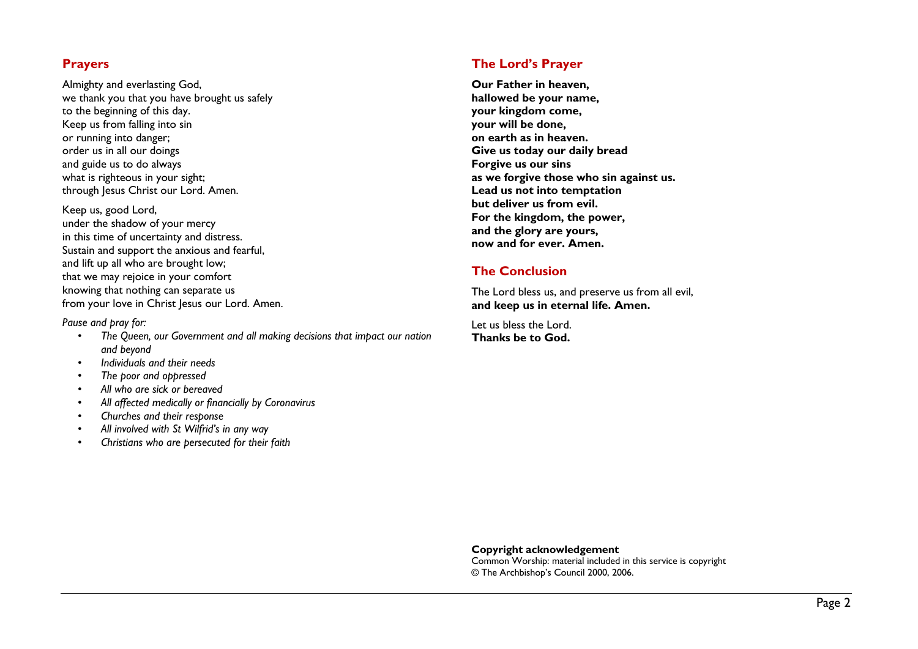## Prayers

Almighty and everlasting God,
we thank you that you have brought us safely
to the beginning of this day.
Keep us from falling into sin
or running into danger;
order us in all our doings
and guide us to do always
what is righteous in your sight;
through Jesus Christ our Lord. Amen.

Keep us, good Lord,
under the shadow of your mercy
in this time of uncertainty and distress.
Sustain and support the anxious and fearful,
and lift up all who are brought low;
that we may rejoice in your comfort
knowing that nothing can separate us
from your love in Christ Jesus our Lord. Amen.

*Pause and pray for:*

- *The Queen, our Government and all making decisions that impact our nation and beyond*
- *Individuals and their needs*
- *The poor and oppressed*
- *All who are sick or bereaved*
- *All affected medically or financially by Coronavirus*
- *Churches and their response*
- *All involved with St Wilfrid's in any way*
- *Christians who are persecuted for their faith*

## The Lord's Prayer

**Our Father in heaven,
hallowed be your name,
your kingdom come,
your will be done,
on earth as in heaven.
Give us today our daily bread
Forgive us our sins
as we forgive those who sin against us.
Lead us not into temptation
but deliver us from evil.
For the kingdom, the power,
and the glory are yours,
now and for ever. Amen.**

## The Conclusion

The Lord bless us, and preserve us from all evil,
**and keep us in eternal life. Amen.**

Let us bless the Lord.
**Thanks be to God.**

**Copyright acknowledgement**
Common Worship: material included in this service is copyright
© The Archbishop's Council 2000, 2006.